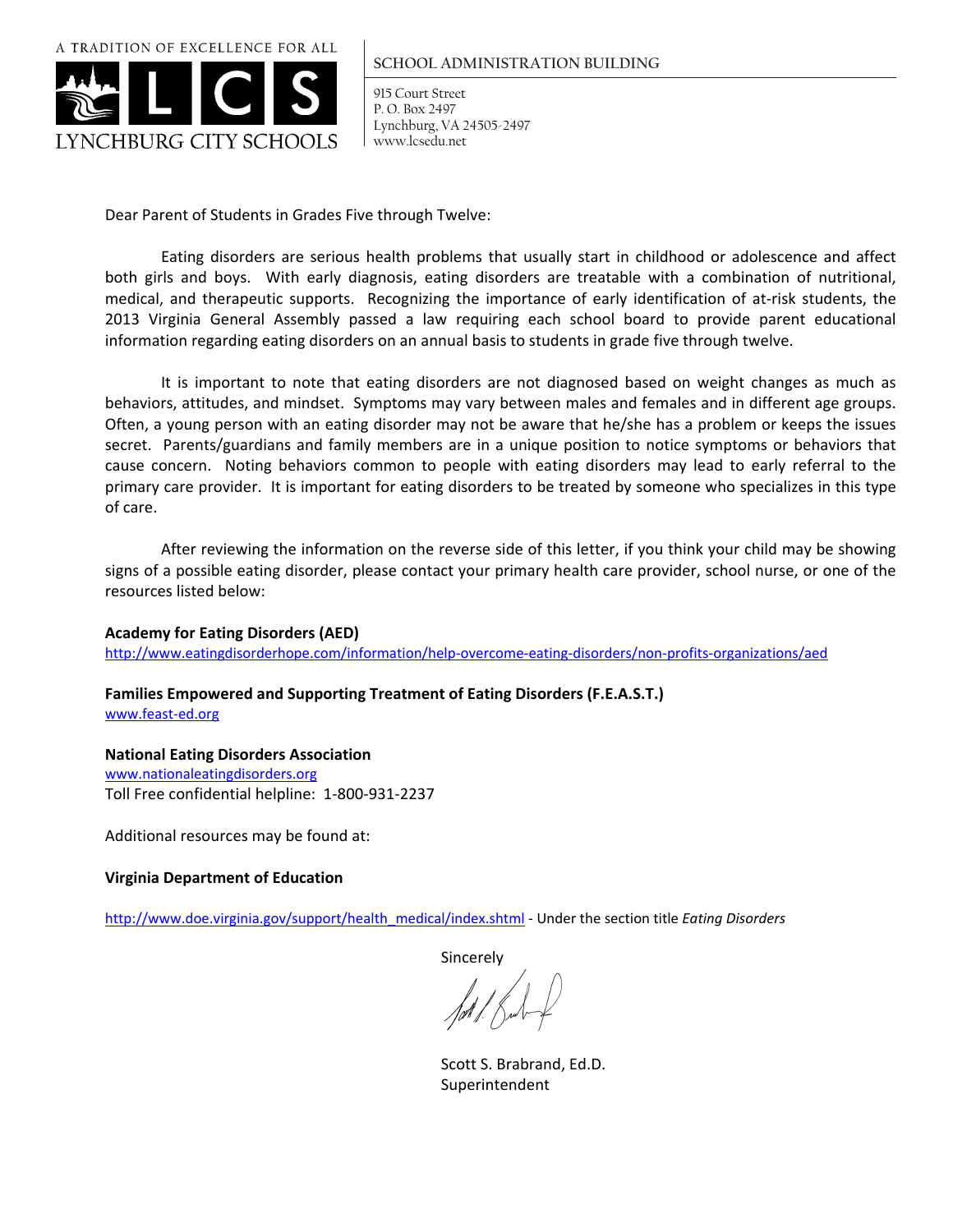A TRADITION OF EXCELLENCE FOR ALL

LYNCHBURG CITY SCHOOLS

SCHOOL ADMINISTRATION BUILDING

915 Court Street
P. O. Box 2497
Lynchburg, VA 24505-2497
www.lcsedu.net

Dear Parent of Students in Grades Five through Twelve:

Eating disorders are serious health problems that usually start in childhood or adolescence and affect both girls and boys. With early diagnosis, eating disorders are treatable with a combination of nutritional, medical, and therapeutic supports. Recognizing the importance of early identification of at-risk students, the 2013 Virginia General Assembly passed a law requiring each school board to provide parent educational information regarding eating disorders on an annual basis to students in grade five through twelve.

It is important to note that eating disorders are not diagnosed based on weight changes as much as behaviors, attitudes, and mindset. Symptoms may vary between males and females and in different age groups. Often, a young person with an eating disorder may not be aware that he/she has a problem or keeps the issues secret. Parents/guardians and family members are in a unique position to notice symptoms or behaviors that cause concern. Noting behaviors common to people with eating disorders may lead to early referral to the primary care provider. It is important for eating disorders to be treated by someone who specializes in this type of care.

After reviewing the information on the reverse side of this letter, if you think your child may be showing signs of a possible eating disorder, please contact your primary health care provider, school nurse, or one of the resources listed below:

**Academy for Eating Disorders (AED)**
http://www.eatingdisorderhope.com/information/help-overcome-eating-disorders/non-profits-organizations/aed

**Families Empowered and Supporting Treatment of Eating Disorders (F.E.A.S.T.)**
www.feast-ed.org

**National Eating Disorders Association**
www.nationaleatingdisorders.org
Toll Free confidential helpline: 1-800-931-2237

Additional resources may be found at:

**Virginia Department of Education**

http://www.doe.virginia.gov/support/health_medical/index.shtml - Under the section title *Eating Disorders*

Sincerely

Scott S. Brabrand, Ed.D.
Superintendent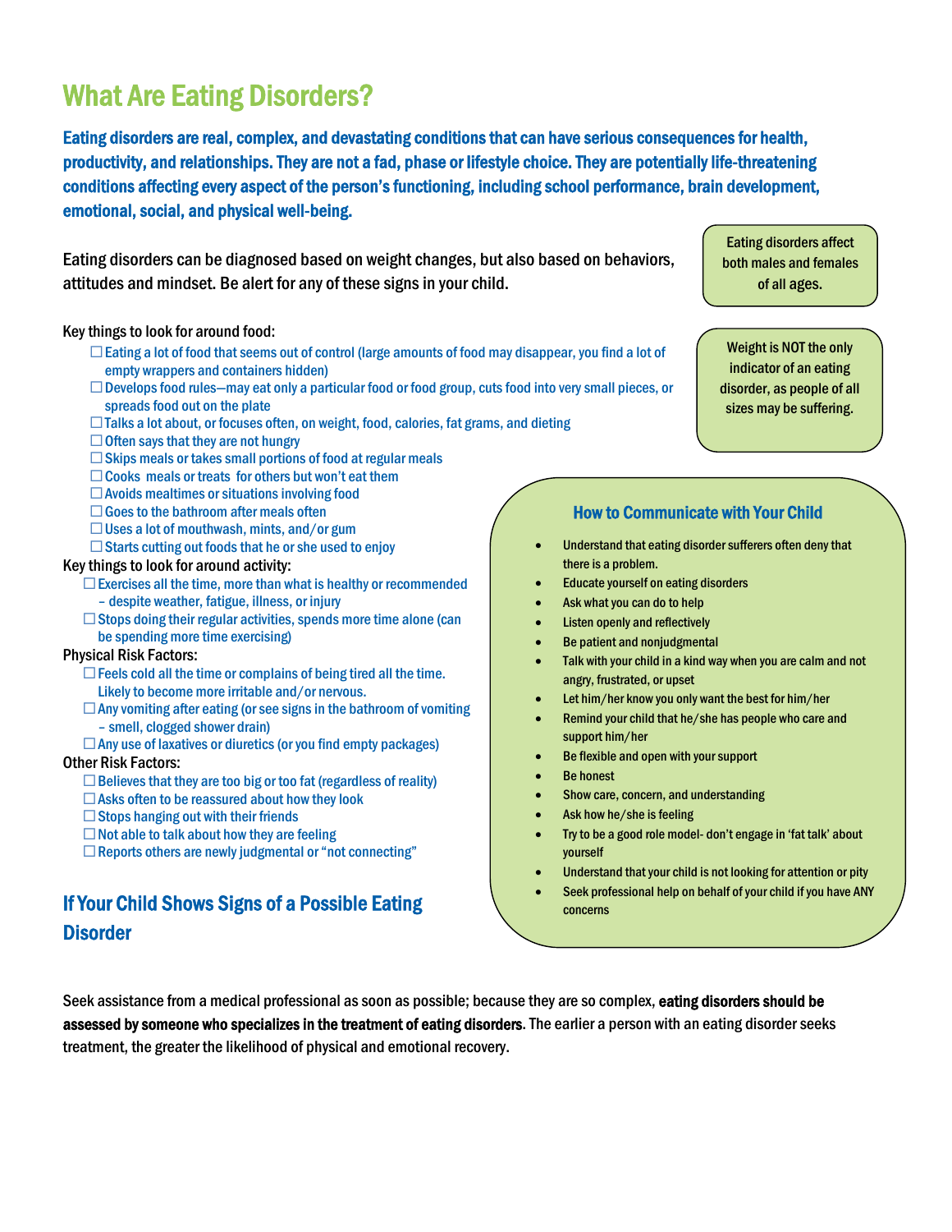# What Are Eating Disorders?

**Eating disorders are real, complex, and devastating conditions that can have serious consequences for health, productivity, and relationships. They are not a fad, phase or lifestyle choice. They are potentially life-threatening conditions affecting every aspect of the person's functioning, including school performance, brain development, emotional, social, and physical well-being.**

Eating disorders can be diagnosed based on weight changes, but also based on behaviors, attitudes and mindset. Be alert for any of these signs in your child.

> Eating disorders affect both males and females of all ages.

> Weight is NOT the only indicator of an eating disorder, as people of all sizes may be suffering.

Key things to look for around food:

- ☐ Eating a lot of food that seems out of control (large amounts of food may disappear, you find a lot of empty wrappers and containers hidden)
- ☐ Develops food rules—may eat only a particular food or food group, cuts food into very small pieces, or spreads food out on the plate
- ☐ Talks a lot about, or focuses often, on weight, food, calories, fat grams, and dieting
- ☐ Often says that they are not hungry
- ☐ Skips meals or takes small portions of food at regular meals
- ☐ Cooks meals or treats for others but won't eat them
- ☐ Avoids mealtimes or situations involving food
- ☐ Goes to the bathroom after meals often
- ☐ Uses a lot of mouthwash, mints, and/or gum
- ☐ Starts cutting out foods that he or she used to enjoy

Key things to look for around activity:

- ☐ Exercises all the time, more than what is healthy or recommended – despite weather, fatigue, illness, or injury
- ☐ Stops doing their regular activities, spends more time alone (can be spending more time exercising)

Physical Risk Factors:

- ☐ Feels cold all the time or complains of being tired all the time. Likely to become more irritable and/or nervous.
- ☐ Any vomiting after eating (or see signs in the bathroom of vomiting – smell, clogged shower drain)
- ☐ Any use of laxatives or diuretics (or you find empty packages)

Other Risk Factors:

- ☐ Believes that they are too big or too fat (regardless of reality)
- ☐ Asks often to be reassured about how they look
- ☐ Stops hanging out with their friends
- ☐ Not able to talk about how they are feeling
- ☐ Reports others are newly judgmental or "not connecting"

### How to Communicate with Your Child

- Understand that eating disorder sufferers often deny that there is a problem.
- Educate yourself on eating disorders
- Ask what you can do to help
- Listen openly and reflectively
- Be patient and nonjudgmental
- Talk with your child in a kind way when you are calm and not angry, frustrated, or upset
- Let him/her know you only want the best for him/her
- Remind your child that he/she has people who care and support him/her
- Be flexible and open with your support
- Be honest
- Show care, concern, and understanding
- Ask how he/she is feeling
- Try to be a good role model- don't engage in 'fat talk' about yourself
- Understand that your child is not looking for attention or pity
- Seek professional help on behalf of your child if you have ANY concerns

## If Your Child Shows Signs of a Possible Eating Disorder

Seek assistance from a medical professional as soon as possible; because they are so complex, **eating disorders should be assessed by someone who specializes in the treatment of eating disorders**. The earlier a person with an eating disorder seeks treatment, the greater the likelihood of physical and emotional recovery.